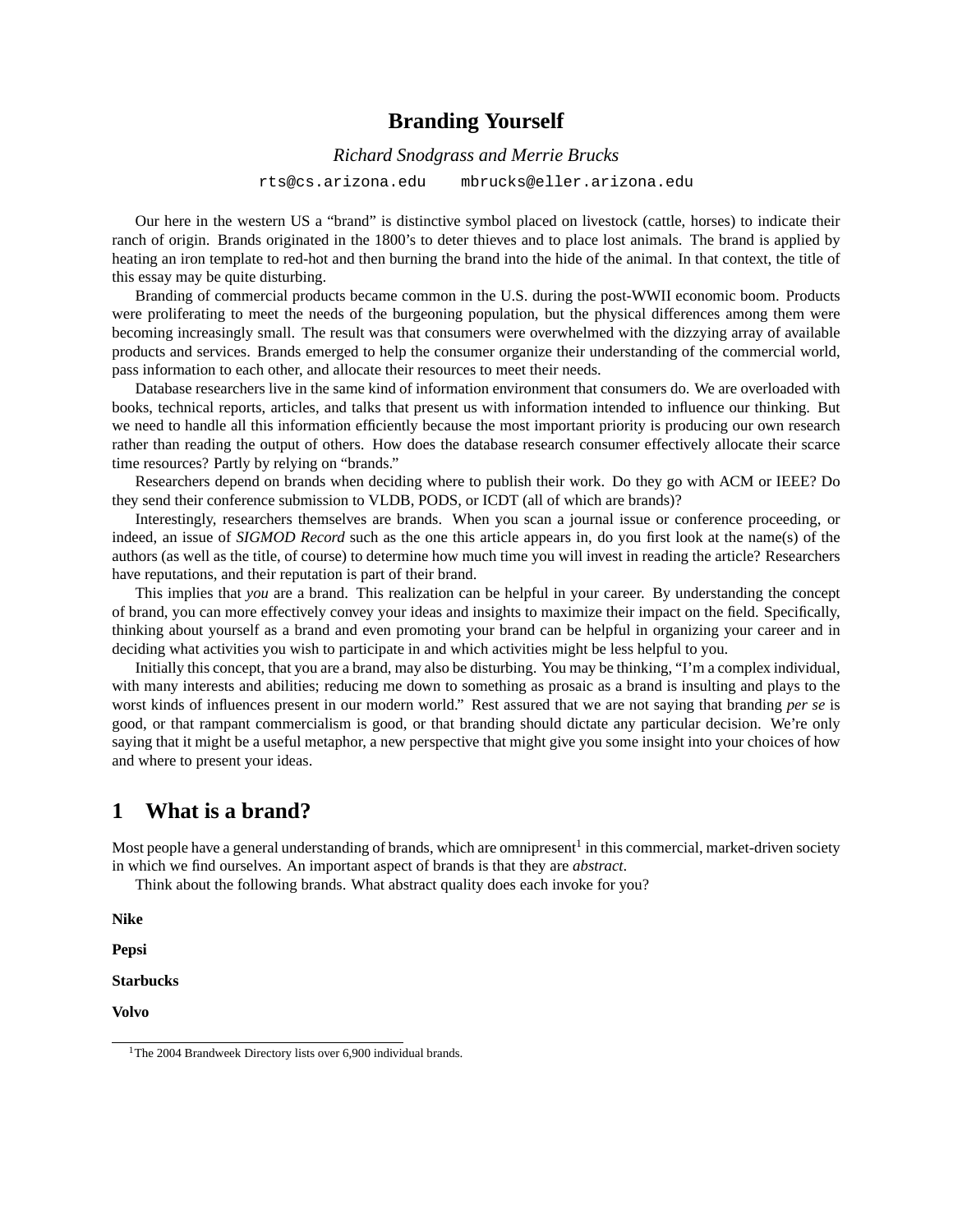# Branding Yourself

*Richard Snodgrass and Merrie Brucks*

rts@cs.arizona.edu    mbrucks@eller.arizona.edu

Our here in the western US a "brand" is distinctive symbol placed on livestock (cattle, horses) to indicate their ranch of origin. Brands originated in the 1800's to deter thieves and to place lost animals. The brand is applied by heating an iron template to red-hot and then burning the brand into the hide of the animal. In that context, the title of this essay may be quite disturbing.

Branding of commercial products became common in the U.S. during the post-WWII economic boom. Products were proliferating to meet the needs of the burgeoning population, but the physical differences among them were becoming increasingly small. The result was that consumers were overwhelmed with the dizzying array of available products and services. Brands emerged to help the consumer organize their understanding of the commercial world, pass information to each other, and allocate their resources to meet their needs.

Database researchers live in the same kind of information environment that consumers do. We are overloaded with books, technical reports, articles, and talks that present us with information intended to influence our thinking. But we need to handle all this information efficiently because the most important priority is producing our own research rather than reading the output of others. How does the database research consumer effectively allocate their scarce time resources? Partly by relying on "brands."

Researchers depend on brands when deciding where to publish their work. Do they go with ACM or IEEE? Do they send their conference submission to VLDB, PODS, or ICDT (all of which are brands)?

Interestingly, researchers themselves are brands. When you scan a journal issue or conference proceeding, or indeed, an issue of *SIGMOD Record* such as the one this article appears in, do you first look at the name(s) of the authors (as well as the title, of course) to determine how much time you will invest in reading the article? Researchers have reputations, and their reputation is part of their brand.

This implies that *you* are a brand. This realization can be helpful in your career. By understanding the concept of brand, you can more effectively convey your ideas and insights to maximize their impact on the field. Specifically, thinking about yourself as a brand and even promoting your brand can be helpful in organizing your career and in deciding what activities you wish to participate in and which activities might be less helpful to you.

Initially this concept, that you are a brand, may also be disturbing. You may be thinking, "I'm a complex individual, with many interests and abilities; reducing me down to something as prosaic as a brand is insulting and plays to the worst kinds of influences present in our modern world." Rest assured that we are not saying that branding *per se* is good, or that rampant commercialism is good, or that branding should dictate any particular decision. We're only saying that it might be a useful metaphor, a new perspective that might give you some insight into your choices of how and where to present your ideas.

## 1 What is a brand?

Most people have a general understanding of brands, which are omnipresent[1] in this commercial, market-driven society in which we find ourselves. An important aspect of brands is that they are *abstract*.

Think about the following brands. What abstract quality does each invoke for you?

**Nike**

**Pepsi**

**Starbucks**

**Volvo**

[1] The 2004 Brandweek Directory lists over 6,900 individual brands.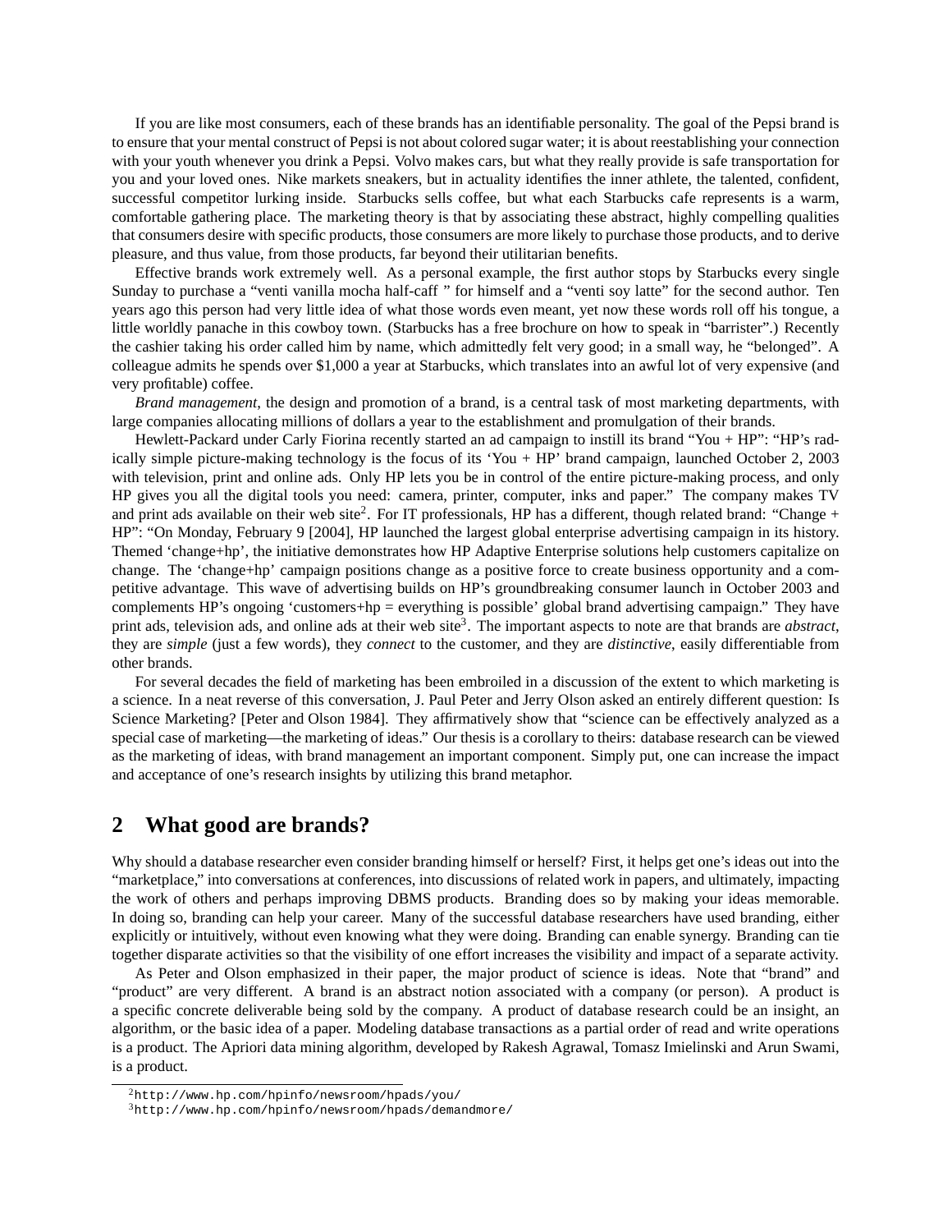If you are like most consumers, each of these brands has an identifiable personality. The goal of the Pepsi brand is to ensure that your mental construct of Pepsi is not about colored sugar water; it is about reestablishing your connection with your youth whenever you drink a Pepsi. Volvo makes cars, but what they really provide is safe transportation for you and your loved ones. Nike markets sneakers, but in actuality identifies the inner athlete, the talented, confident, successful competitor lurking inside. Starbucks sells coffee, but what each Starbucks cafe represents is a warm, comfortable gathering place. The marketing theory is that by associating these abstract, highly compelling qualities that consumers desire with specific products, those consumers are more likely to purchase those products, and to derive pleasure, and thus value, from those products, far beyond their utilitarian benefits.

Effective brands work extremely well. As a personal example, the first author stops by Starbucks every single Sunday to purchase a "venti vanilla mocha half-caff " for himself and a "venti soy latte" for the second author. Ten years ago this person had very little idea of what those words even meant, yet now these words roll off his tongue, a little worldly panache in this cowboy town. (Starbucks has a free brochure on how to speak in "barrister".) Recently the cashier taking his order called him by name, which admittedly felt very good; in a small way, he "belonged". A colleague admits he spends over $1,000 a year at Starbucks, which translates into an awful lot of very expensive (and very profitable) coffee.

*Brand management*, the design and promotion of a brand, is a central task of most marketing departments, with large companies allocating millions of dollars a year to the establishment and promulgation of their brands.

Hewlett-Packard under Carly Fiorina recently started an ad campaign to instill its brand "You + HP": "HP's radically simple picture-making technology is the focus of its 'You + HP' brand campaign, launched October 2, 2003 with television, print and online ads. Only HP lets you be in control of the entire picture-making process, and only HP gives you all the digital tools you need: camera, printer, computer, inks and paper." The company makes TV and print ads available on their web site[2]. For IT professionals, HP has a different, though related brand: "Change + HP": "On Monday, February 9 [2004], HP launched the largest global enterprise advertising campaign in its history. Themed 'change+hp', the initiative demonstrates how HP Adaptive Enterprise solutions help customers capitalize on change. The 'change+hp' campaign positions change as a positive force to create business opportunity and a competitive advantage. This wave of advertising builds on HP's groundbreaking consumer launch in October 2003 and complements HP's ongoing 'customers+hp = everything is possible' global brand advertising campaign." They have print ads, television ads, and online ads at their web site[3]. The important aspects to note are that brands are *abstract*, they are *simple* (just a few words), they *connect* to the customer, and they are *distinctive*, easily differentiable from other brands.

For several decades the field of marketing has been embroiled in a discussion of the extent to which marketing is a science. In a neat reverse of this conversation, J. Paul Peter and Jerry Olson asked an entirely different question: Is Science Marketing? [Peter and Olson 1984]. They affirmatively show that "science can be effectively analyzed as a special case of marketing—the marketing of ideas." Our thesis is a corollary to theirs: database research can be viewed as the marketing of ideas, with brand management an important component. Simply put, one can increase the impact and acceptance of one's research insights by utilizing this brand metaphor.

## 2 What good are brands?

Why should a database researcher even consider branding himself or herself? First, it helps get one's ideas out into the "marketplace," into conversations at conferences, into discussions of related work in papers, and ultimately, impacting the work of others and perhaps improving DBMS products. Branding does so by making your ideas memorable. In doing so, branding can help your career. Many of the successful database researchers have used branding, either explicitly or intuitively, without even knowing what they were doing. Branding can enable synergy. Branding can tie together disparate activities so that the visibility of one effort increases the visibility and impact of a separate activity.

As Peter and Olson emphasized in their paper, the major product of science is ideas. Note that "brand" and "product" are very different. A brand is an abstract notion associated with a company (or person). A product is a specific concrete deliverable being sold by the company. A product of database research could be an insight, an algorithm, or the basic idea of a paper. Modeling database transactions as a partial order of read and write operations is a product. The Apriori data mining algorithm, developed by Rakesh Agrawal, Tomasz Imielinski and Arun Swami, is a product.

[2] http://www.hp.com/hpinfo/newsroom/hpads/you/

[3] http://www.hp.com/hpinfo/newsroom/hpads/demandmore/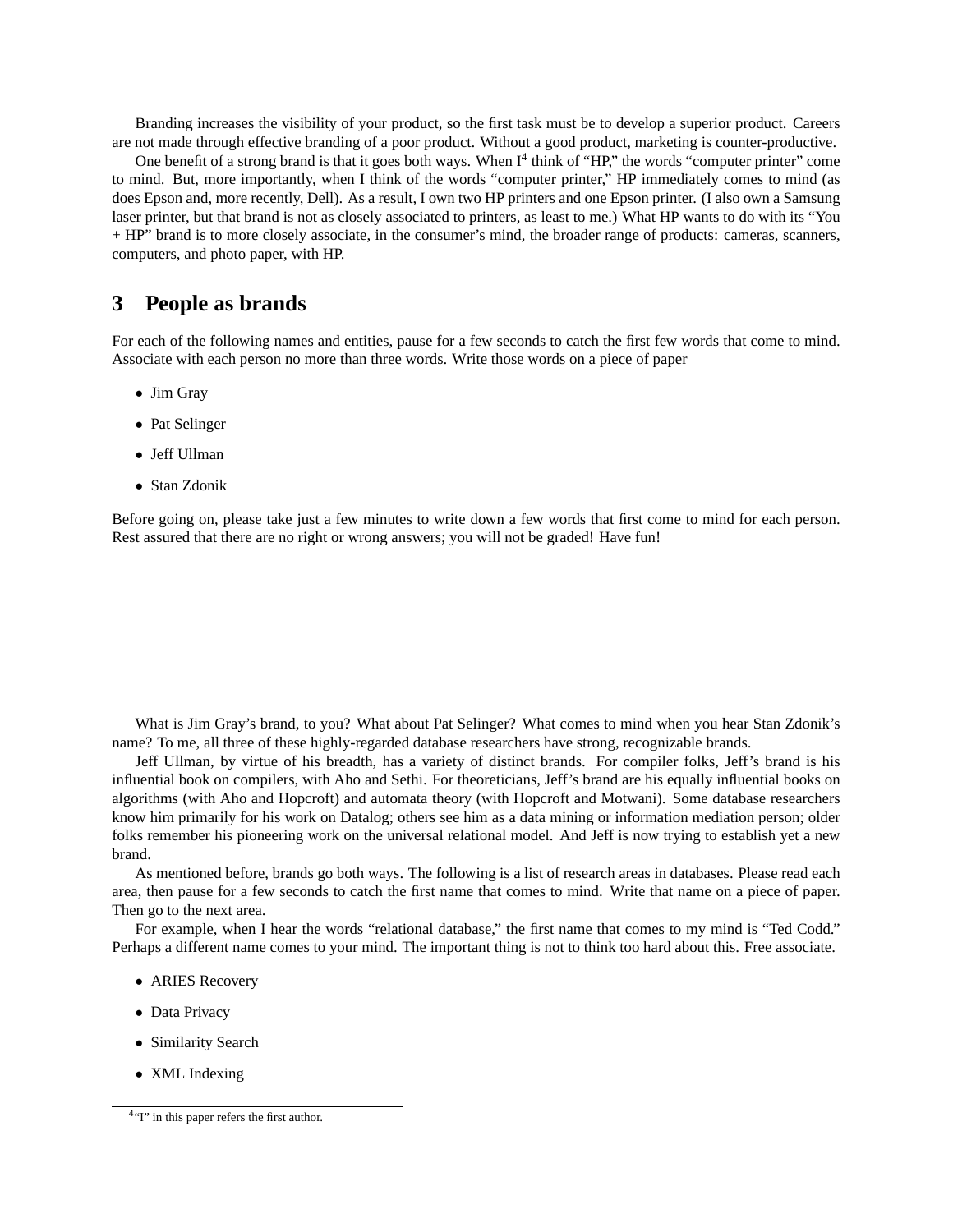Branding increases the visibility of your product, so the first task must be to develop a superior product. Careers are not made through effective branding of a poor product. Without a good product, marketing is counter-productive.

One benefit of a strong brand is that it goes both ways. When I[4] think of "HP," the words "computer printer" come to mind. But, more importantly, when I think of the words "computer printer," HP immediately comes to mind (as does Epson and, more recently, Dell). As a result, I own two HP printers and one Epson printer. (I also own a Samsung laser printer, but that brand is not as closely associated to printers, as least to me.) What HP wants to do with its "You + HP" brand is to more closely associate, in the consumer's mind, the broader range of products: cameras, scanners, computers, and photo paper, with HP.

## 3 People as brands

For each of the following names and entities, pause for a few seconds to catch the first few words that come to mind. Associate with each person no more than three words. Write those words on a piece of paper

- Jim Gray
- Pat Selinger
- Jeff Ullman
- Stan Zdonik

Before going on, please take just a few minutes to write down a few words that first come to mind for each person. Rest assured that there are no right or wrong answers; you will not be graded! Have fun!

What is Jim Gray's brand, to you? What about Pat Selinger? What comes to mind when you hear Stan Zdonik's name? To me, all three of these highly-regarded database researchers have strong, recognizable brands.

Jeff Ullman, by virtue of his breadth, has a variety of distinct brands. For compiler folks, Jeff's brand is his influential book on compilers, with Aho and Sethi. For theoreticians, Jeff's brand are his equally influential books on algorithms (with Aho and Hopcroft) and automata theory (with Hopcroft and Motwani). Some database researchers know him primarily for his work on Datalog; others see him as a data mining or information mediation person; older folks remember his pioneering work on the universal relational model. And Jeff is now trying to establish yet a new brand.

As mentioned before, brands go both ways. The following is a list of research areas in databases. Please read each area, then pause for a few seconds to catch the first name that comes to mind. Write that name on a piece of paper. Then go to the next area.

For example, when I hear the words "relational database," the first name that comes to my mind is "Ted Codd." Perhaps a different name comes to your mind. The important thing is not to think too hard about this. Free associate.

- ARIES Recovery
- Data Privacy
- Similarity Search
- XML Indexing

[4] "I" in this paper refers the first author.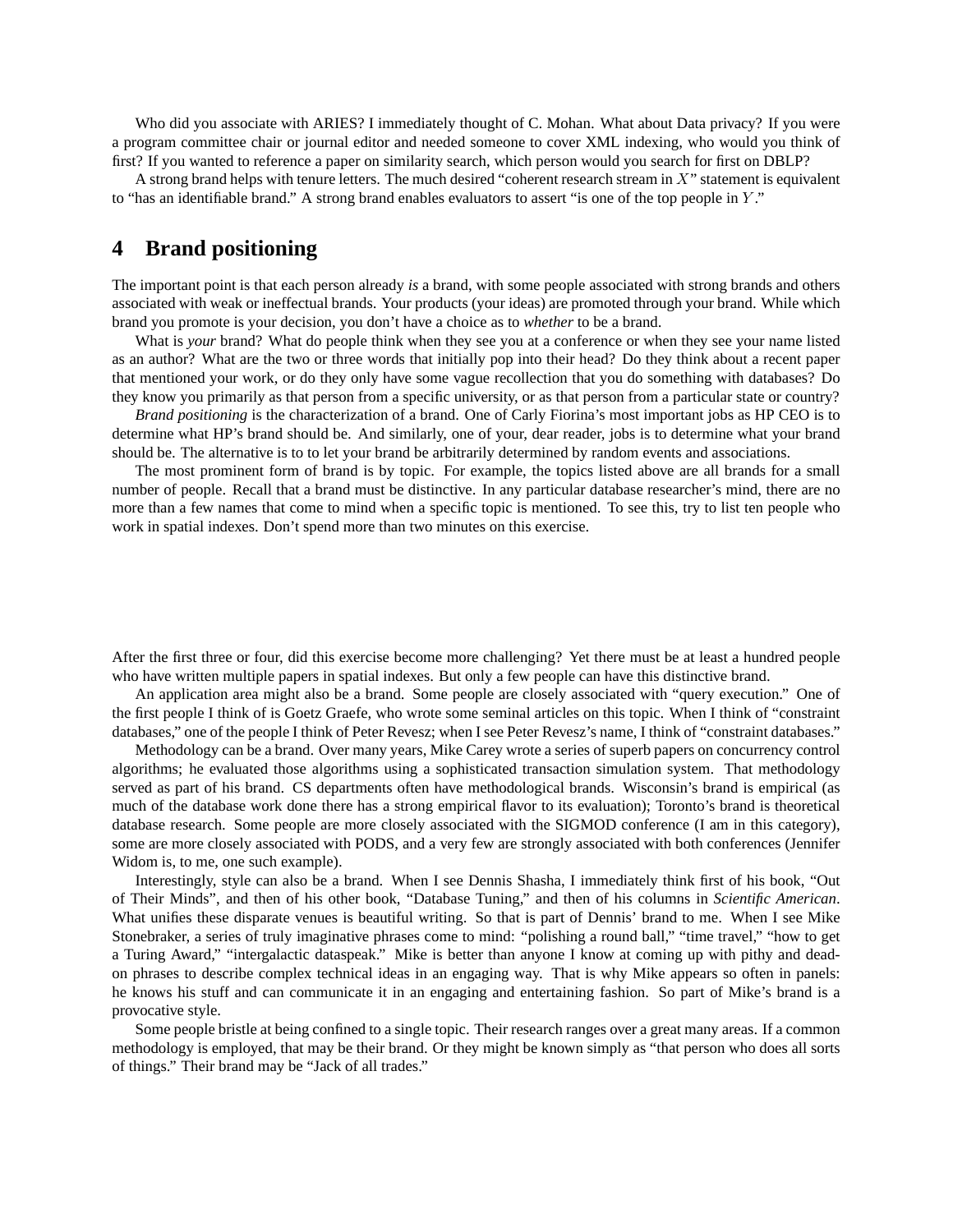Who did you associate with ARIES? I immediately thought of C. Mohan. What about Data privacy? If you were a program committee chair or journal editor and needed someone to cover XML indexing, who would you think of first? If you wanted to reference a paper on similarity search, which person would you search for first on DBLP?

A strong brand helps with tenure letters. The much desired "coherent research stream in $X$" statement is equivalent to "has an identifiable brand." A strong brand enables evaluators to assert "is one of the top people in $Y$."

## 4 Brand positioning

The important point is that each person already *is* a brand, with some people associated with strong brands and others associated with weak or ineffectual brands. Your products (your ideas) are promoted through your brand. While which brand you promote is your decision, you don't have a choice as to *whether* to be a brand.

What is *your* brand? What do people think when they see you at a conference or when they see your name listed as an author? What are the two or three words that initially pop into their head? Do they think about a recent paper that mentioned your work, or do they only have some vague recollection that you do something with databases? Do they know you primarily as that person from a specific university, or as that person from a particular state or country?

*Brand positioning* is the characterization of a brand. One of Carly Fiorina's most important jobs as HP CEO is to determine what HP's brand should be. And similarly, one of your, dear reader, jobs is to determine what your brand should be. The alternative is to to let your brand be arbitrarily determined by random events and associations.

The most prominent form of brand is by topic. For example, the topics listed above are all brands for a small number of people. Recall that a brand must be distinctive. In any particular database researcher's mind, there are no more than a few names that come to mind when a specific topic is mentioned. To see this, try to list ten people who work in spatial indexes. Don't spend more than two minutes on this exercise.

After the first three or four, did this exercise become more challenging? Yet there must be at least a hundred people who have written multiple papers in spatial indexes. But only a few people can have this distinctive brand.

An application area might also be a brand. Some people are closely associated with "query execution." One of the first people I think of is Goetz Graefe, who wrote some seminal articles on this topic. When I think of "constraint databases," one of the people I think of Peter Revesz; when I see Peter Revesz's name, I think of "constraint databases."

Methodology can be a brand. Over many years, Mike Carey wrote a series of superb papers on concurrency control algorithms; he evaluated those algorithms using a sophisticated transaction simulation system. That methodology served as part of his brand. CS departments often have methodological brands. Wisconsin's brand is empirical (as much of the database work done there has a strong empirical flavor to its evaluation); Toronto's brand is theoretical database research. Some people are more closely associated with the SIGMOD conference (I am in this category), some are more closely associated with PODS, and a very few are strongly associated with both conferences (Jennifer Widom is, to me, one such example).

Interestingly, style can also be a brand. When I see Dennis Shasha, I immediately think first of his book, "Out of Their Minds", and then of his other book, "Database Tuning," and then of his columns in *Scientific American*. What unifies these disparate venues is beautiful writing. So that is part of Dennis' brand to me. When I see Mike Stonebraker, a series of truly imaginative phrases come to mind: "polishing a round ball," "time travel," "how to get a Turing Award," "intergalactic dataspeak." Mike is better than anyone I know at coming up with pithy and dead-on phrases to describe complex technical ideas in an engaging way. That is why Mike appears so often in panels: he knows his stuff and can communicate it in an engaging and entertaining fashion. So part of Mike's brand is a provocative style.

Some people bristle at being confined to a single topic. Their research ranges over a great many areas. If a common methodology is employed, that may be their brand. Or they might be known simply as "that person who does all sorts of things." Their brand may be "Jack of all trades."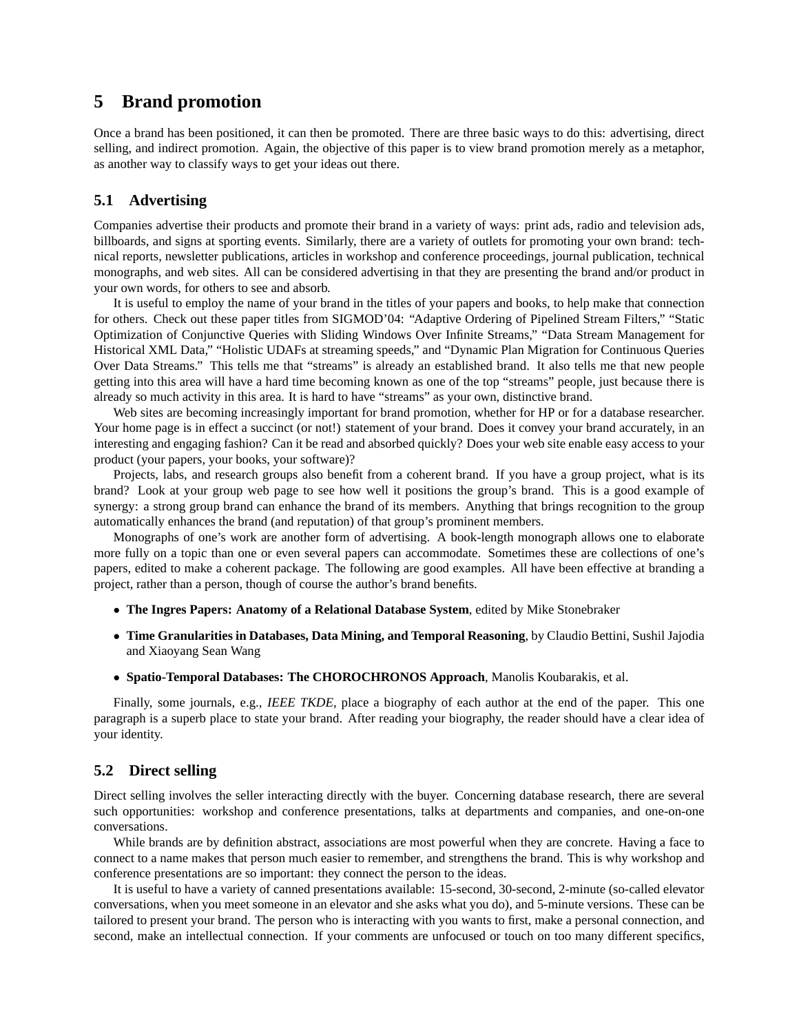## 5 Brand promotion

Once a brand has been positioned, it can then be promoted. There are three basic ways to do this: advertising, direct selling, and indirect promotion. Again, the objective of this paper is to view brand promotion merely as a metaphor, as another way to classify ways to get your ideas out there.

### 5.1 Advertising

Companies advertise their products and promote their brand in a variety of ways: print ads, radio and television ads, billboards, and signs at sporting events. Similarly, there are a variety of outlets for promoting your own brand: technical reports, newsletter publications, articles in workshop and conference proceedings, journal publication, technical monographs, and web sites. All can be considered advertising in that they are presenting the brand and/or product in your own words, for others to see and absorb.

It is useful to employ the name of your brand in the titles of your papers and books, to help make that connection for others. Check out these paper titles from SIGMOD'04: "Adaptive Ordering of Pipelined Stream Filters," "Static Optimization of Conjunctive Queries with Sliding Windows Over Infinite Streams," "Data Stream Management for Historical XML Data," "Holistic UDAFs at streaming speeds," and "Dynamic Plan Migration for Continuous Queries Over Data Streams." This tells me that "streams" is already an established brand. It also tells me that new people getting into this area will have a hard time becoming known as one of the top "streams" people, just because there is already so much activity in this area. It is hard to have "streams" as your own, distinctive brand.

Web sites are becoming increasingly important for brand promotion, whether for HP or for a database researcher. Your home page is in effect a succinct (or not!) statement of your brand. Does it convey your brand accurately, in an interesting and engaging fashion? Can it be read and absorbed quickly? Does your web site enable easy access to your product (your papers, your books, your software)?

Projects, labs, and research groups also benefit from a coherent brand. If you have a group project, what is its brand? Look at your group web page to see how well it positions the group's brand. This is a good example of synergy: a strong group brand can enhance the brand of its members. Anything that brings recognition to the group automatically enhances the brand (and reputation) of that group's prominent members.

Monographs of one's work are another form of advertising. A book-length monograph allows one to elaborate more fully on a topic than one or even several papers can accommodate. Sometimes these are collections of one's papers, edited to make a coherent package. The following are good examples. All have been effective at branding a project, rather than a person, though of course the author's brand benefits.

- **The Ingres Papers: Anatomy of a Relational Database System**, edited by Mike Stonebraker
- **Time Granularities in Databases, Data Mining, and Temporal Reasoning**, by Claudio Bettini, Sushil Jajodia and Xiaoyang Sean Wang
- **Spatio-Temporal Databases: The CHOROCHRONOS Approach**, Manolis Koubarakis, et al.

Finally, some journals, e.g., *IEEE TKDE*, place a biography of each author at the end of the paper. This one paragraph is a superb place to state your brand. After reading your biography, the reader should have a clear idea of your identity.

### 5.2 Direct selling

Direct selling involves the seller interacting directly with the buyer. Concerning database research, there are several such opportunities: workshop and conference presentations, talks at departments and companies, and one-on-one conversations.

While brands are by definition abstract, associations are most powerful when they are concrete. Having a face to connect to a name makes that person much easier to remember, and strengthens the brand. This is why workshop and conference presentations are so important: they connect the person to the ideas.

It is useful to have a variety of canned presentations available: 15-second, 30-second, 2-minute (so-called elevator conversations, when you meet someone in an elevator and she asks what you do), and 5-minute versions. These can be tailored to present your brand. The person who is interacting with you wants to first, make a personal connection, and second, make an intellectual connection. If your comments are unfocused or touch on too many different specifics,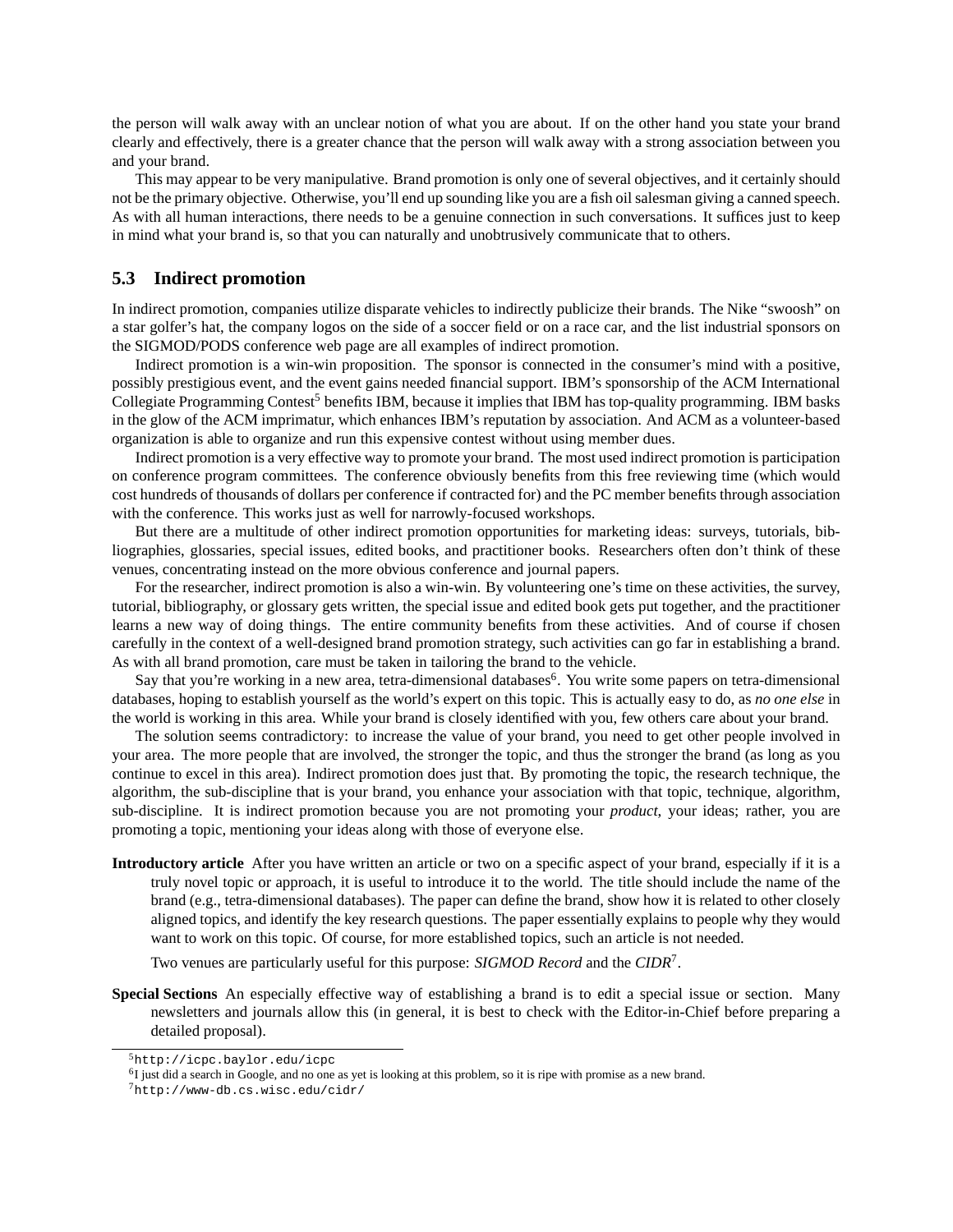the person will walk away with an unclear notion of what you are about. If on the other hand you state your brand clearly and effectively, there is a greater chance that the person will walk away with a strong association between you and your brand.

This may appear to be very manipulative. Brand promotion is only one of several objectives, and it certainly should not be the primary objective. Otherwise, you'll end up sounding like you are a fish oil salesman giving a canned speech. As with all human interactions, there needs to be a genuine connection in such conversations. It suffices just to keep in mind what your brand is, so that you can naturally and unobtrusively communicate that to others.

## 5.3 Indirect promotion

In indirect promotion, companies utilize disparate vehicles to indirectly publicize their brands. The Nike "swoosh" on a star golfer's hat, the company logos on the side of a soccer field or on a race car, and the list industrial sponsors on the SIGMOD/PODS conference web page are all examples of indirect promotion.

Indirect promotion is a win-win proposition. The sponsor is connected in the consumer's mind with a positive, possibly prestigious event, and the event gains needed financial support. IBM's sponsorship of the ACM International Collegiate Programming Contest[5] benefits IBM, because it implies that IBM has top-quality programming. IBM basks in the glow of the ACM imprimatur, which enhances IBM's reputation by association. And ACM as a volunteer-based organization is able to organize and run this expensive contest without using member dues.

Indirect promotion is a very effective way to promote your brand. The most used indirect promotion is participation on conference program committees. The conference obviously benefits from this free reviewing time (which would cost hundreds of thousands of dollars per conference if contracted for) and the PC member benefits through association with the conference. This works just as well for narrowly-focused workshops.

But there are a multitude of other indirect promotion opportunities for marketing ideas: surveys, tutorials, bibliographies, glossaries, special issues, edited books, and practitioner books. Researchers often don't think of these venues, concentrating instead on the more obvious conference and journal papers.

For the researcher, indirect promotion is also a win-win. By volunteering one's time on these activities, the survey, tutorial, bibliography, or glossary gets written, the special issue and edited book gets put together, and the practitioner learns a new way of doing things. The entire community benefits from these activities. And of course if chosen carefully in the context of a well-designed brand promotion strategy, such activities can go far in establishing a brand. As with all brand promotion, care must be taken in tailoring the brand to the vehicle.

Say that you're working in a new area, tetra-dimensional databases[6]. You write some papers on tetra-dimensional databases, hoping to establish yourself as the world's expert on this topic. This is actually easy to do, as *no one else* in the world is working in this area. While your brand is closely identified with you, few others care about your brand.

The solution seems contradictory: to increase the value of your brand, you need to get other people involved in your area. The more people that are involved, the stronger the topic, and thus the stronger the brand (as long as you continue to excel in this area). Indirect promotion does just that. By promoting the topic, the research technique, the algorithm, the sub-discipline that is your brand, you enhance your association with that topic, technique, algorithm, sub-discipline. It is indirect promotion because you are not promoting your *product*, your ideas; rather, you are promoting a topic, mentioning your ideas along with those of everyone else.

**Introductory article** After you have written an article or two on a specific aspect of your brand, especially if it is a truly novel topic or approach, it is useful to introduce it to the world. The title should include the name of the brand (e.g., tetra-dimensional databases). The paper can define the brand, show how it is related to other closely aligned topics, and identify the key research questions. The paper essentially explains to people why they would want to work on this topic. Of course, for more established topics, such an article is not needed.

Two venues are particularly useful for this purpose: *SIGMOD Record* and the *CIDR*[7].

**Special Sections** An especially effective way of establishing a brand is to edit a special issue or section. Many newsletters and journals allow this (in general, it is best to check with the Editor-in-Chief before preparing a detailed proposal).

---

[5] `http://icpc.baylor.edu/icpc`

[6] I just did a search in Google, and no one as yet is looking at this problem, so it is ripe with promise as a new brand.

[7] `http://www-db.cs.wisc.edu/cidr/`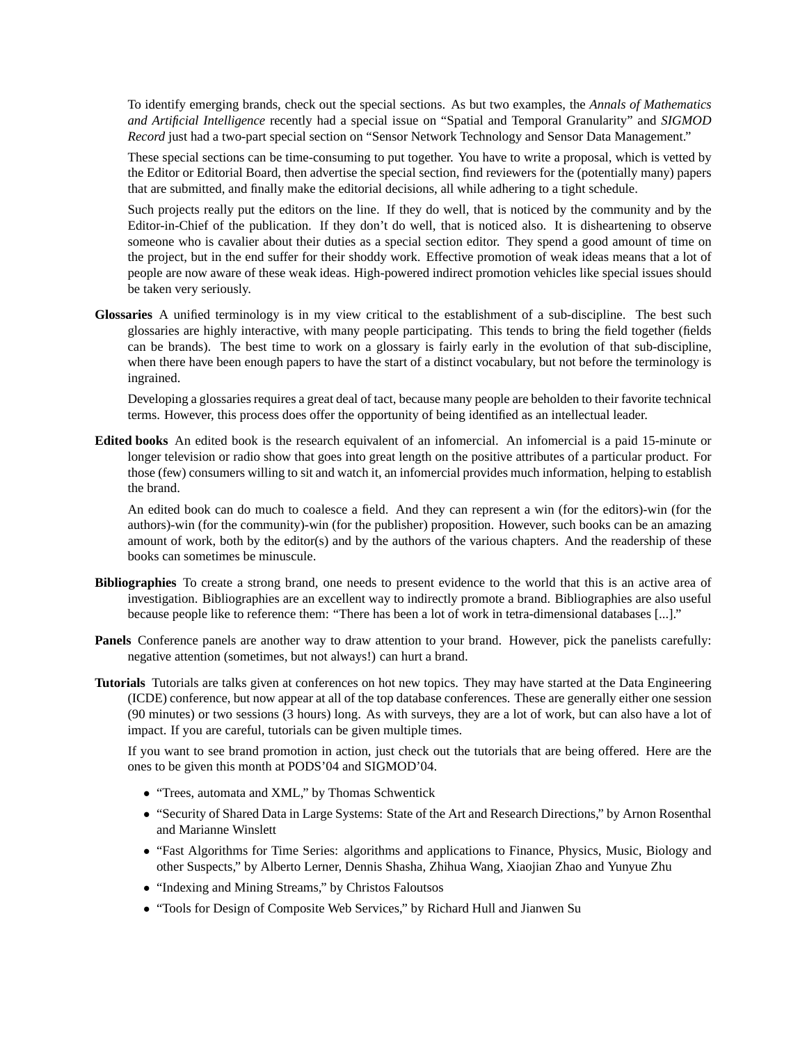To identify emerging brands, check out the special sections. As but two examples, the *Annals of Mathematics and Artificial Intelligence* recently had a special issue on "Spatial and Temporal Granularity" and *SIGMOD Record* just had a two-part special section on "Sensor Network Technology and Sensor Data Management."

These special sections can be time-consuming to put together. You have to write a proposal, which is vetted by the Editor or Editorial Board, then advertise the special section, find reviewers for the (potentially many) papers that are submitted, and finally make the editorial decisions, all while adhering to a tight schedule.

Such projects really put the editors on the line. If they do well, that is noticed by the community and by the Editor-in-Chief of the publication. If they don't do well, that is noticed also. It is disheartening to observe someone who is cavalier about their duties as a special section editor. They spend a good amount of time on the project, but in the end suffer for their shoddy work. Effective promotion of weak ideas means that a lot of people are now aware of these weak ideas. High-powered indirect promotion vehicles like special issues should be taken very seriously.

**Glossaries** A unified terminology is in my view critical to the establishment of a sub-discipline. The best such glossaries are highly interactive, with many people participating. This tends to bring the field together (fields can be brands). The best time to work on a glossary is fairly early in the evolution of that sub-discipline, when there have been enough papers to have the start of a distinct vocabulary, but not before the terminology is ingrained.

Developing a glossaries requires a great deal of tact, because many people are beholden to their favorite technical terms. However, this process does offer the opportunity of being identified as an intellectual leader.

**Edited books** An edited book is the research equivalent of an infomercial. An infomercial is a paid 15-minute or longer television or radio show that goes into great length on the positive attributes of a particular product. For those (few) consumers willing to sit and watch it, an infomercial provides much information, helping to establish the brand.

An edited book can do much to coalesce a field. And they can represent a win (for the editors)-win (for the authors)-win (for the community)-win (for the publisher) proposition. However, such books can be an amazing amount of work, both by the editor(s) and by the authors of the various chapters. And the readership of these books can sometimes be minuscule.

**Bibliographies** To create a strong brand, one needs to present evidence to the world that this is an active area of investigation. Bibliographies are an excellent way to indirectly promote a brand. Bibliographies are also useful because people like to reference them: "There has been a lot of work in tetra-dimensional databases [...]."

**Panels** Conference panels are another way to draw attention to your brand. However, pick the panelists carefully: negative attention (sometimes, but not always!) can hurt a brand.

**Tutorials** Tutorials are talks given at conferences on hot new topics. They may have started at the Data Engineering (ICDE) conference, but now appear at all of the top database conferences. These are generally either one session (90 minutes) or two sessions (3 hours) long. As with surveys, they are a lot of work, but can also have a lot of impact. If you are careful, tutorials can be given multiple times.

If you want to see brand promotion in action, just check out the tutorials that are being offered. Here are the ones to be given this month at PODS'04 and SIGMOD'04.

- "Trees, automata and XML," by Thomas Schwentick
- "Security of Shared Data in Large Systems: State of the Art and Research Directions," by Arnon Rosenthal and Marianne Winslett
- "Fast Algorithms for Time Series: algorithms and applications to Finance, Physics, Music, Biology and other Suspects," by Alberto Lerner, Dennis Shasha, Zhihua Wang, Xiaojian Zhao and Yunyue Zhu
- "Indexing and Mining Streams," by Christos Faloutsos
- "Tools for Design of Composite Web Services," by Richard Hull and Jianwen Su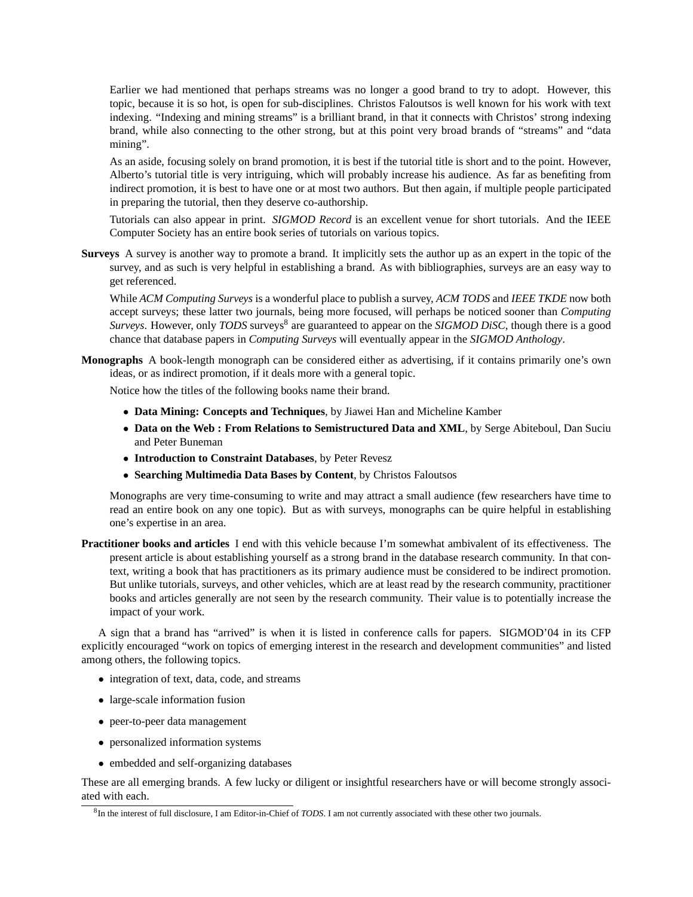Earlier we had mentioned that perhaps streams was no longer a good brand to try to adopt. However, this topic, because it is so hot, is open for sub-disciplines. Christos Faloutsos is well known for his work with text indexing. "Indexing and mining streams" is a brilliant brand, in that it connects with Christos' strong indexing brand, while also connecting to the other strong, but at this point very broad brands of "streams" and "data mining".

As an aside, focusing solely on brand promotion, it is best if the tutorial title is short and to the point. However, Alberto's tutorial title is very intriguing, which will probably increase his audience. As far as benefiting from indirect promotion, it is best to have one or at most two authors. But then again, if multiple people participated in preparing the tutorial, then they deserve co-authorship.

Tutorials can also appear in print. *SIGMOD Record* is an excellent venue for short tutorials. And the IEEE Computer Society has an entire book series of tutorials on various topics.

**Surveys** A survey is another way to promote a brand. It implicitly sets the author up as an expert in the topic of the survey, and as such is very helpful in establishing a brand. As with bibliographies, surveys are an easy way to get referenced.

While *ACM Computing Surveys* is a wonderful place to publish a survey, *ACM TODS* and *IEEE TKDE* now both accept surveys; these latter two journals, being more focused, will perhaps be noticed sooner than *Computing Surveys*. However, only *TODS* surveys[8] are guaranteed to appear on the *SIGMOD DiSC*, though there is a good chance that database papers in *Computing Surveys* will eventually appear in the *SIGMOD Anthology*.

**Monographs** A book-length monograph can be considered either as advertising, if it contains primarily one's own ideas, or as indirect promotion, if it deals more with a general topic.

Notice how the titles of the following books name their brand.

- **Data Mining: Concepts and Techniques**, by Jiawei Han and Micheline Kamber
- **Data on the Web : From Relations to Semistructured Data and XML**, by Serge Abiteboul, Dan Suciu and Peter Buneman
- **Introduction to Constraint Databases**, by Peter Revesz
- **Searching Multimedia Data Bases by Content**, by Christos Faloutsos

Monographs are very time-consuming to write and may attract a small audience (few researchers have time to read an entire book on any one topic). But as with surveys, monographs can be quire helpful in establishing one's expertise in an area.

**Practitioner books and articles** I end with this vehicle because I'm somewhat ambivalent of its effectiveness. The present article is about establishing yourself as a strong brand in the database research community. In that context, writing a book that has practitioners as its primary audience must be considered to be indirect promotion. But unlike tutorials, surveys, and other vehicles, which are at least read by the research community, practitioner books and articles generally are not seen by the research community. Their value is to potentially increase the impact of your work.

A sign that a brand has "arrived" is when it is listed in conference calls for papers. SIGMOD'04 in its CFP explicitly encouraged "work on topics of emerging interest in the research and development communities" and listed among others, the following topics.

- integration of text, data, code, and streams
- large-scale information fusion
- peer-to-peer data management
- personalized information systems
- embedded and self-organizing databases

These are all emerging brands. A few lucky or diligent or insightful researchers have or will become strongly associated with each.

[8] In the interest of full disclosure, I am Editor-in-Chief of *TODS*. I am not currently associated with these other two journals.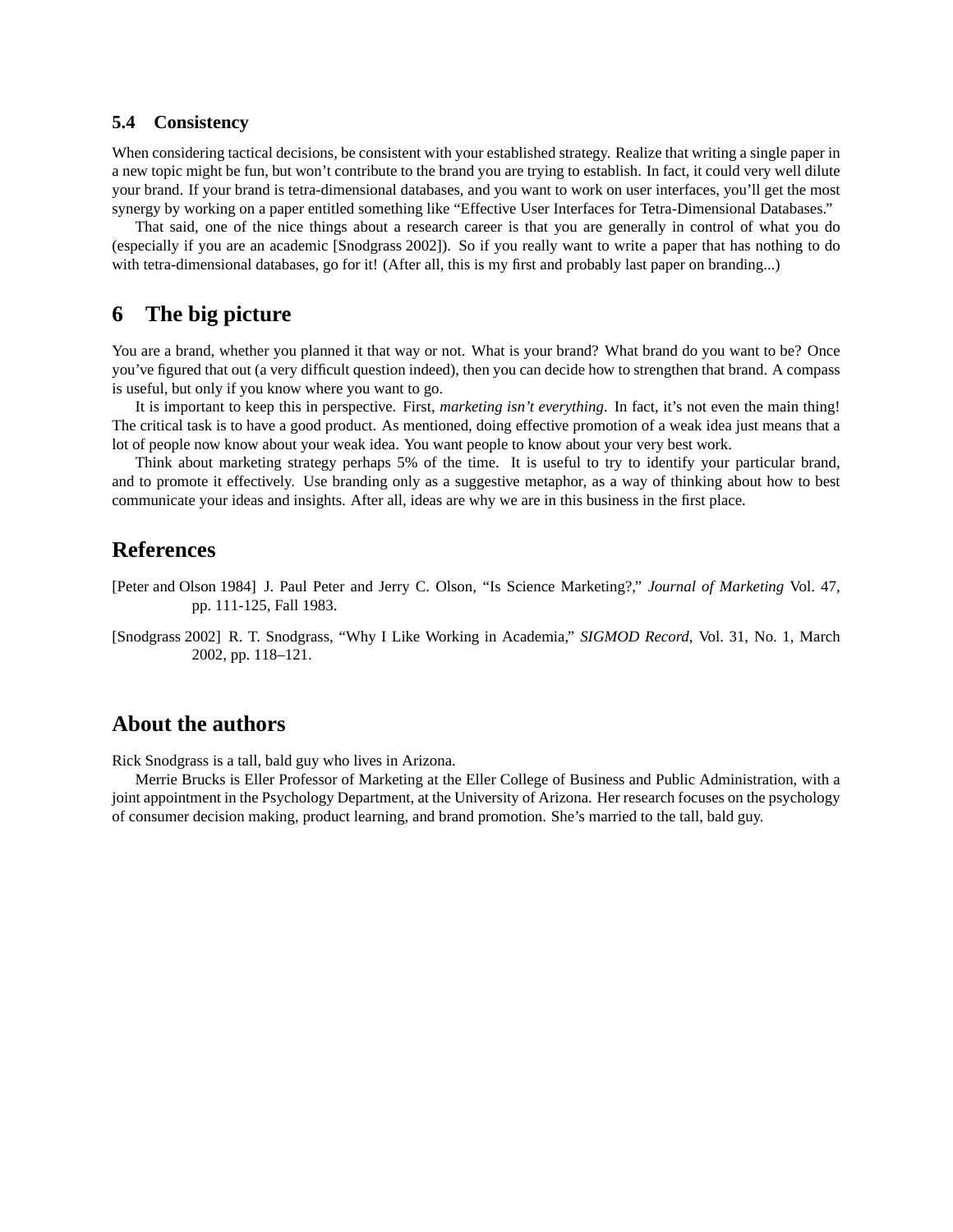### 5.4 Consistency

When considering tactical decisions, be consistent with your established strategy. Realize that writing a single paper in a new topic might be fun, but won't contribute to the brand you are trying to establish. In fact, it could very well dilute your brand. If your brand is tetra-dimensional databases, and you want to work on user interfaces, you'll get the most synergy by working on a paper entitled something like "Effective User Interfaces for Tetra-Dimensional Databases."

That said, one of the nice things about a research career is that you are generally in control of what you do (especially if you are an academic [Snodgrass 2002]). So if you really want to write a paper that has nothing to do with tetra-dimensional databases, go for it! (After all, this is my first and probably last paper on branding...)

## 6 The big picture

You are a brand, whether you planned it that way or not. What is your brand? What brand do you want to be? Once you've figured that out (a very difficult question indeed), then you can decide how to strengthen that brand. A compass is useful, but only if you know where you want to go.

It is important to keep this in perspective. First, *marketing isn't everything*. In fact, it's not even the main thing! The critical task is to have a good product. As mentioned, doing effective promotion of a weak idea just means that a lot of people now know about your weak idea. You want people to know about your very best work.

Think about marketing strategy perhaps 5% of the time. It is useful to try to identify your particular brand, and to promote it effectively. Use branding only as a suggestive metaphor, as a way of thinking about how to best communicate your ideas and insights. After all, ideas are why we are in this business in the first place.

## References

[Peter and Olson 1984] J. Paul Peter and Jerry C. Olson, "Is Science Marketing?," *Journal of Marketing* Vol. 47, pp. 111-125, Fall 1983.

[Snodgrass 2002] R. T. Snodgrass, "Why I Like Working in Academia," *SIGMOD Record*, Vol. 31, No. 1, March 2002, pp. 118–121.

## About the authors

Rick Snodgrass is a tall, bald guy who lives in Arizona.

Merrie Brucks is Eller Professor of Marketing at the Eller College of Business and Public Administration, with a joint appointment in the Psychology Department, at the University of Arizona. Her research focuses on the psychology of consumer decision making, product learning, and brand promotion. She's married to the tall, bald guy.